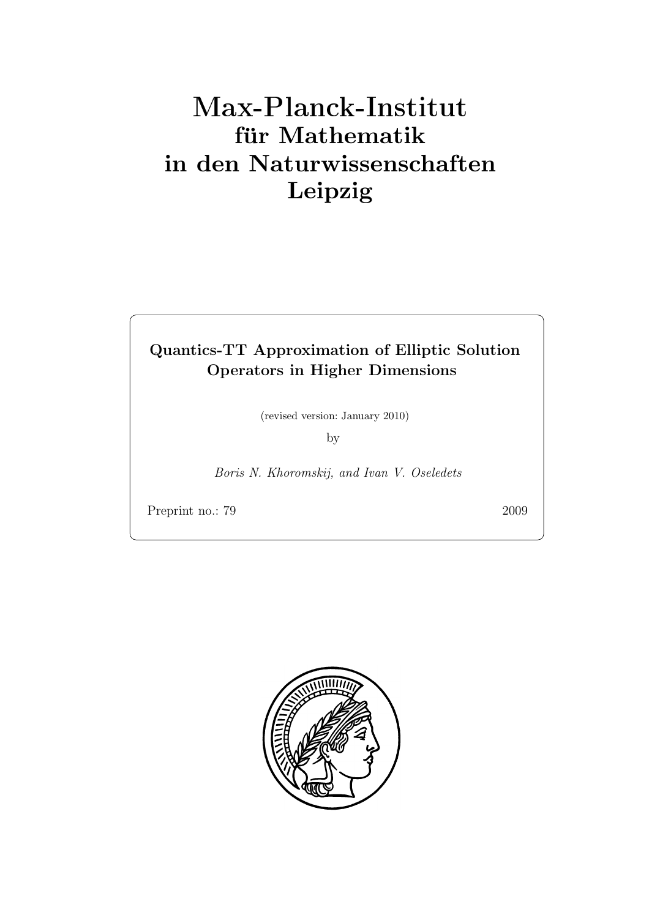# Max-Planck-Institut
## für Mathematik
## in den Naturwissenschaften
## Leipzig

**Quantics-TT Approximation of Elliptic Solution Operators in Higher Dimensions**

(revised version: January 2010)

by

*Boris N. Khoromskij, and Ivan V. Oseledets*

Preprint no.: 79 2009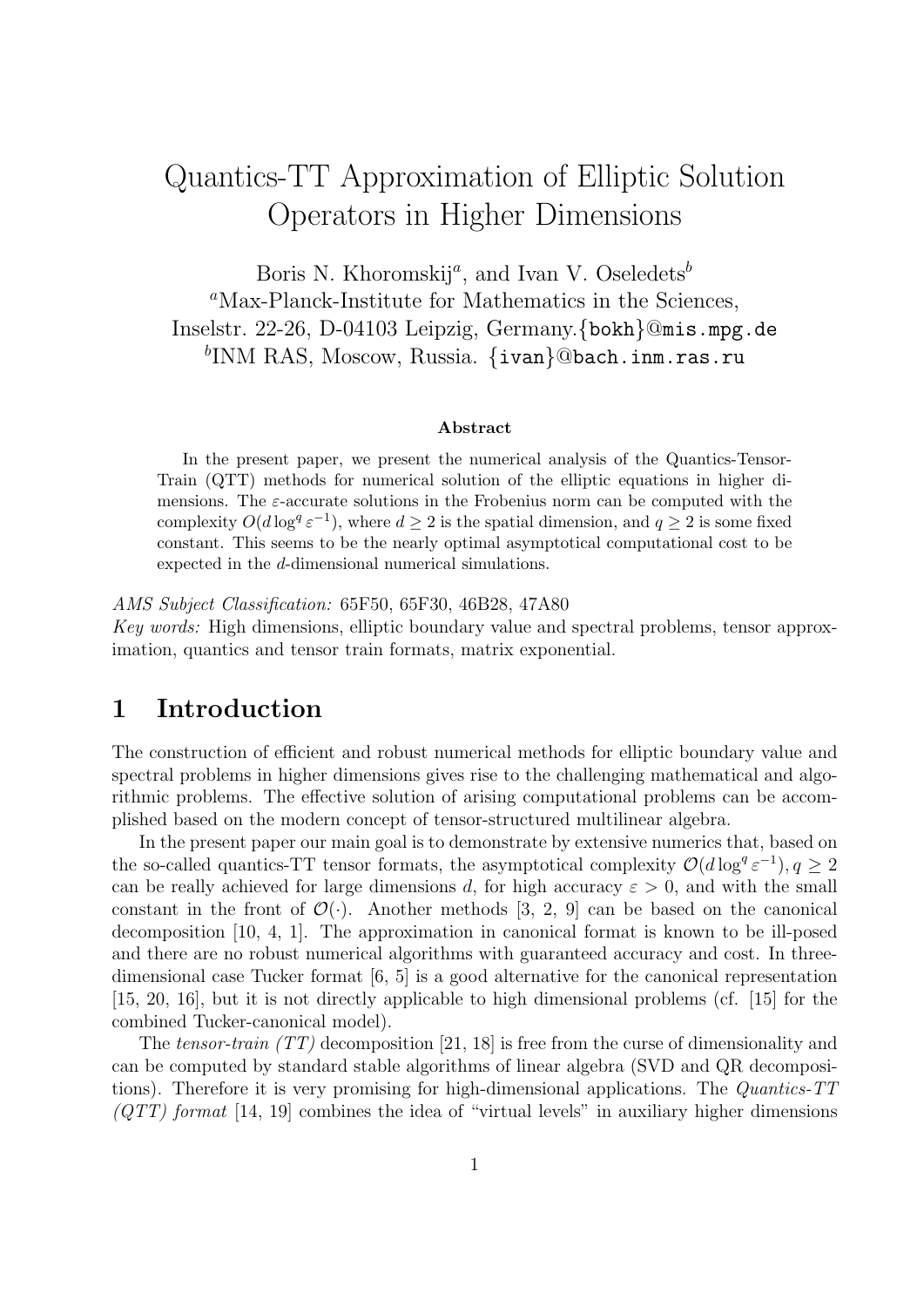# Quantics-TT Approximation of Elliptic Solution Operators in Higher Dimensions

Boris N. Khoromskij[a], and Ivan V. Oseledets[b]

[a]Max-Planck-Institute for Mathematics in the Sciences, Inselstr. 22-26, D-04103 Leipzig, Germany.{bokh}@mis.mpg.de

[b]INM RAS, Moscow, Russia. {ivan}@bach.inm.ras.ru

### Abstract

In the present paper, we present the numerical analysis of the Quantics-Tensor-Train (QTT) methods for numerical solution of the elliptic equations in higher dimensions. The $\varepsilon$-accurate solutions in the Frobenius norm can be computed with the complexity $O(d \log^q \varepsilon^{-1})$, where $d \geq 2$ is the spatial dimension, and $q \geq 2$ is some fixed constant. This seems to be the nearly optimal asymptotical computational cost to be expected in the $d$-dimensional numerical simulations.

*AMS Subject Classification:* 65F50, 65F30, 46B28, 47A80

*Key words:* High dimensions, elliptic boundary value and spectral problems, tensor approximation, quantics and tensor train formats, matrix exponential.

## 1 Introduction

The construction of efficient and robust numerical methods for elliptic boundary value and spectral problems in higher dimensions gives rise to the challenging mathematical and algorithmic problems. The effective solution of arising computational problems can be accomplished based on the modern concept of tensor-structured multilinear algebra.

In the present paper our main goal is to demonstrate by extensive numerics that, based on the so-called quantics-TT tensor formats, the asymptotical complexity $\mathcal{O}(d \log^q \varepsilon^{-1}), q \geq 2$ can be really achieved for large dimensions $d$, for high accuracy $\varepsilon > 0$, and with the small constant in the front of $\mathcal{O}(\cdot)$. Another methods [3, 2, 9] can be based on the canonical decomposition [10, 4, 1]. The approximation in canonical format is known to be ill-posed and there are no robust numerical algorithms with guaranteed accuracy and cost. In three-dimensional case Tucker format [6, 5] is a good alternative for the canonical representation [15, 20, 16], but it is not directly applicable to high dimensional problems (cf. [15] for the combined Tucker-canonical model).

The *tensor-train (TT)* decomposition [21, 18] is free from the curse of dimensionality and can be computed by standard stable algorithms of linear algebra (SVD and QR decompositions). Therefore it is very promising for high-dimensional applications. The *Quantics-TT (QTT) format* [14, 19] combines the idea of "virtual levels" in auxiliary higher dimensions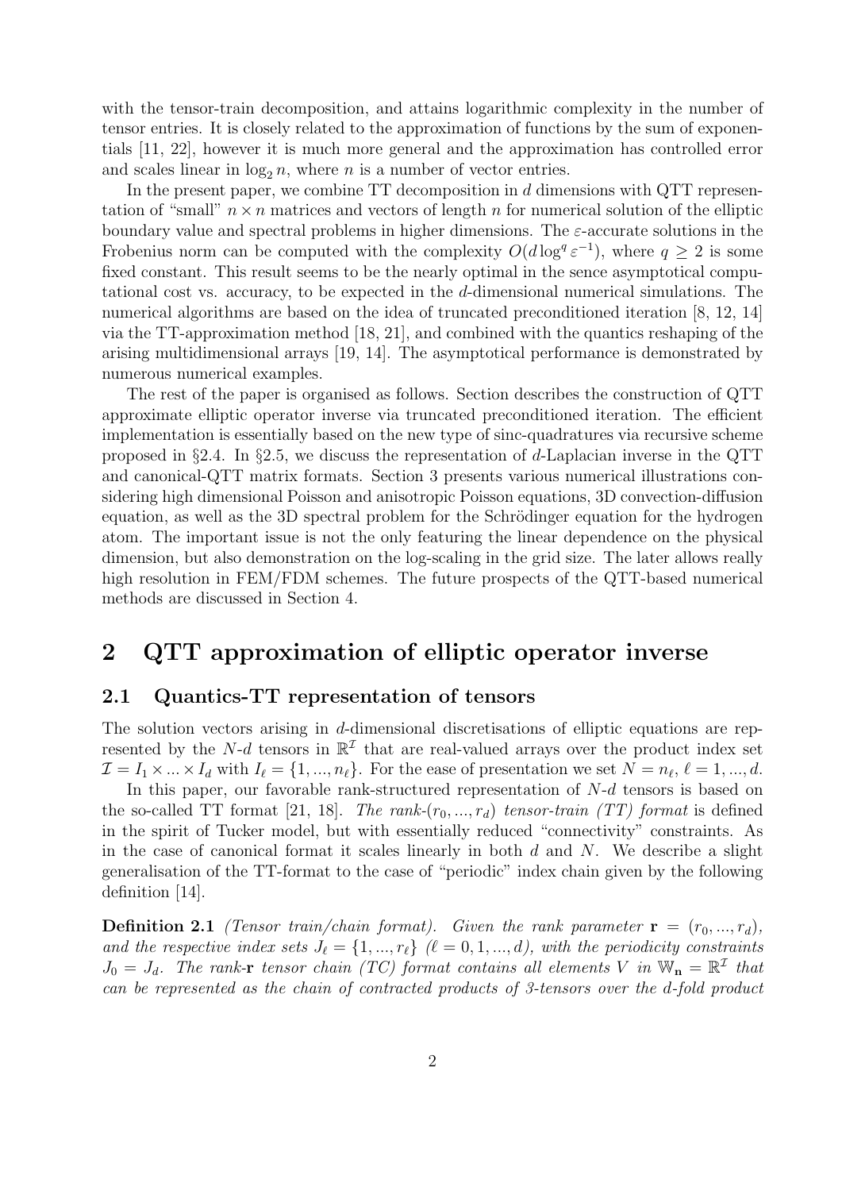with the tensor-train decomposition, and attains logarithmic complexity in the number of tensor entries. It is closely related to the approximation of functions by the sum of exponentials [11, 22], however it is much more general and the approximation has controlled error and scales linear in $\log_2 n$, where $n$ is a number of vector entries.

In the present paper, we combine TT decomposition in $d$ dimensions with QTT representation of "small" $n \times n$ matrices and vectors of length $n$ for numerical solution of the elliptic boundary value and spectral problems in higher dimensions. The $\varepsilon$-accurate solutions in the Frobenius norm can be computed with the complexity $O(d \log^q \varepsilon^{-1})$, where $q \geq 2$ is some fixed constant. This result seems to be the nearly optimal in the sence asymptotical computational cost vs. accuracy, to be expected in the $d$-dimensional numerical simulations. The numerical algorithms are based on the idea of truncated preconditioned iteration [8, 12, 14] via the TT-approximation method [18, 21], and combined with the quantics reshaping of the arising multidimensional arrays [19, 14]. The asymptotical performance is demonstrated by numerous numerical examples.

The rest of the paper is organised as follows. Section describes the construction of QTT approximate elliptic operator inverse via truncated preconditioned iteration. The efficient implementation is essentially based on the new type of sinc-quadratures via recursive scheme proposed in §2.4. In §2.5, we discuss the representation of $d$-Laplacian inverse in the QTT and canonical-QTT matrix formats. Section 3 presents various numerical illustrations considering high dimensional Poisson and anisotropic Poisson equations, 3D convection-diffusion equation, as well as the 3D spectral problem for the Schrödinger equation for the hydrogen atom. The important issue is not the only featuring the linear dependence on the physical dimension, but also demonstration on the log-scaling in the grid size. The later allows really high resolution in FEM/FDM schemes. The future prospects of the QTT-based numerical methods are discussed in Section 4.

# 2 QTT approximation of elliptic operator inverse

## 2.1 Quantics-TT representation of tensors

The solution vectors arising in $d$-dimensional discretisations of elliptic equations are represented by the $N$-$d$ tensors in $\mathbb{R}^{\mathcal{I}}$ that are real-valued arrays over the product index set $\mathcal{I} = I_1 \times ... \times I_d$ with $I_\ell = \{1, ..., n_\ell\}$. For the ease of presentation we set $N = n_\ell$, $\ell = 1, ..., d$.

In this paper, our favorable rank-structured representation of $N$-$d$ tensors is based on the so-called TT format [21, 18]. *The rank-$(r_0, ..., r_d)$ tensor-train (TT) format* is defined in the spirit of Tucker model, but with essentially reduced "connectivity" constraints. As in the case of canonical format it scales linearly in both $d$ and $N$. We describe a slight generalisation of the TT-format to the case of "periodic" index chain given by the following definition [14].

**Definition 2.1** *(Tensor train/chain format). Given the rank parameter $\mathbf{r} = (r_0, ..., r_d)$, and the respective index sets $J_\ell = \{1, ..., r_\ell\}$ $(\ell = 0, 1, ..., d)$, with the periodicity constraints $J_0 = J_d$. The rank-$\mathbf{r}$ tensor chain (TC) format contains all elements $V$ in $\mathbb{W}_{\mathbf{n}} = \mathbb{R}^{\mathcal{I}}$ that can be represented as the chain of contracted products of 3-tensors over the $d$-fold product*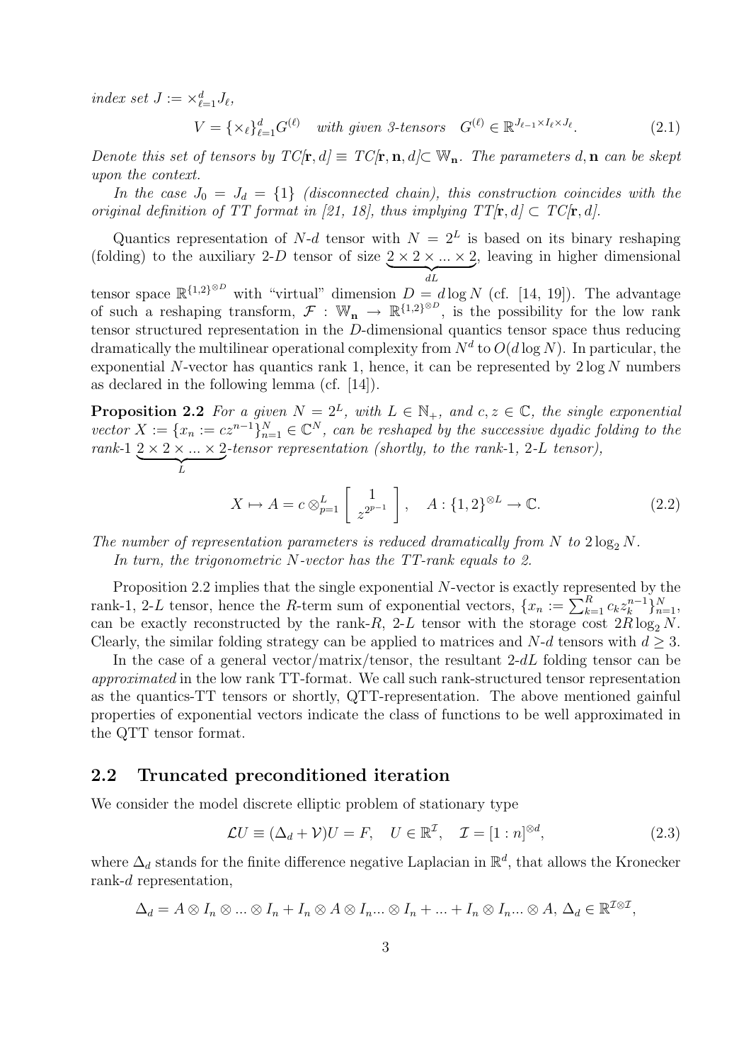*index set* $J := \times_{\ell=1}^d J_\ell$,

$$V = \{\times_\ell\}_{\ell=1}^d G^{(\ell)} \quad \textit{with given 3-tensors} \quad G^{(\ell)} \in \mathbb{R}^{J_{\ell-1}\times I_\ell \times J_\ell}. \tag{2.1}$$

*Denote this set of tensors by* $TC[\mathbf{r}, d] \equiv TC[\mathbf{r}, \mathbf{n}, d] \subset \mathbb{W}_\mathbf{n}$. *The parameters* $d, \mathbf{n}$ *can be skept upon the context.*

*In the case* $J_0 = J_d = \{1\}$ *(disconnected chain), this construction coincides with the original definition of TT format in [21, 18], thus implying* $TT[\mathbf{r}, d] \subset TC[\mathbf{r}, d]$.

Quantics representation of $N$-$d$ tensor with $N = 2^L$ is based on its binary reshaping (folding) to the auxiliary 2-$D$ tensor of size $\underbrace{2 \times 2 \times ... \times 2}_{dL}$, leaving in higher dimensional tensor space $\mathbb{R}^{\{1,2\}^{\otimes D}}$ with "virtual" dimension $D = d \log N$ (cf. [14, 19]). The advantage of such a reshaping transform, $\mathcal{F} : \mathbb{W}_\mathbf{n} \to \mathbb{R}^{\{1,2\}^{\otimes D}}$, is the possibility for the low rank tensor structured representation in the $D$-dimensional quantics tensor space thus reducing dramatically the multilinear operational complexity from $N^d$ to $O(d \log N)$. In particular, the exponential $N$-vector has quantics rank 1, hence, it can be represented by $2 \log N$ numbers as declared in the following lemma (cf. [14]).

**Proposition 2.2** *For a given* $N = 2^L$, *with* $L \in \mathbb{N}_+$, *and* $c, z \in \mathbb{C}$, *the single exponential vector* $X := \{x_n := cz^{n-1}\}_{n=1}^N \in \mathbb{C}^N$, *can be reshaped by the successive dyadic folding to the rank-1* $\underbrace{2 \times 2 \times ... \times 2}_{L}$*-tensor representation (shortly, to the rank-1, 2-L tensor),*

$$X \mapsto A = c \otimes_{p=1}^L \begin{bmatrix} 1 \\ z^{2^{p-1}} \end{bmatrix}, \quad A : \{1, 2\}^{\otimes L} \to \mathbb{C}. \tag{2.2}$$

*The number of representation parameters is reduced dramatically from* $N$ *to* $2 \log_2 N$.

*In turn, the trigonometric* $N$*-vector has the TT-rank equals to 2.*

Proposition 2.2 implies that the single exponential $N$-vector is exactly represented by the rank-1, 2-$L$ tensor, hence the $R$-term sum of exponential vectors, $\{x_n := \sum_{k=1}^R c_k z_k^{n-1}\}_{n=1}^N$, can be exactly reconstructed by the rank-$R$, 2-$L$ tensor with the storage cost $2R \log_2 N$. Clearly, the similar folding strategy can be applied to matrices and $N$-$d$ tensors with $d \geq 3$.

In the case of a general vector/matrix/tensor, the resultant 2-$dL$ folding tensor can be *approximated* in the low rank TT-format. We call such rank-structured tensor representation as the quantics-TT tensors or shortly, QTT-representation. The above mentioned gainful properties of exponential vectors indicate the class of functions to be well approximated in the QTT tensor format.

## 2.2 Truncated preconditioned iteration

We consider the model discrete elliptic problem of stationary type

$$\mathcal{L}U \equiv (\Delta_d + \mathcal{V})U = F, \quad U \in \mathbb{R}^\mathcal{I}, \quad \mathcal{I} = [1 : n]^{\otimes d}, \tag{2.3}$$

where $\Delta_d$ stands for the finite difference negative Laplacian in $\mathbb{R}^d$, that allows the Kronecker rank-$d$ representation,

$$\Delta_d = A \otimes I_n \otimes ... \otimes I_n + I_n \otimes A \otimes I_n ... \otimes I_n + ... + I_n \otimes I_n ... \otimes A, \; \Delta_d \in \mathbb{R}^{\mathcal{I}\otimes\mathcal{I}},$$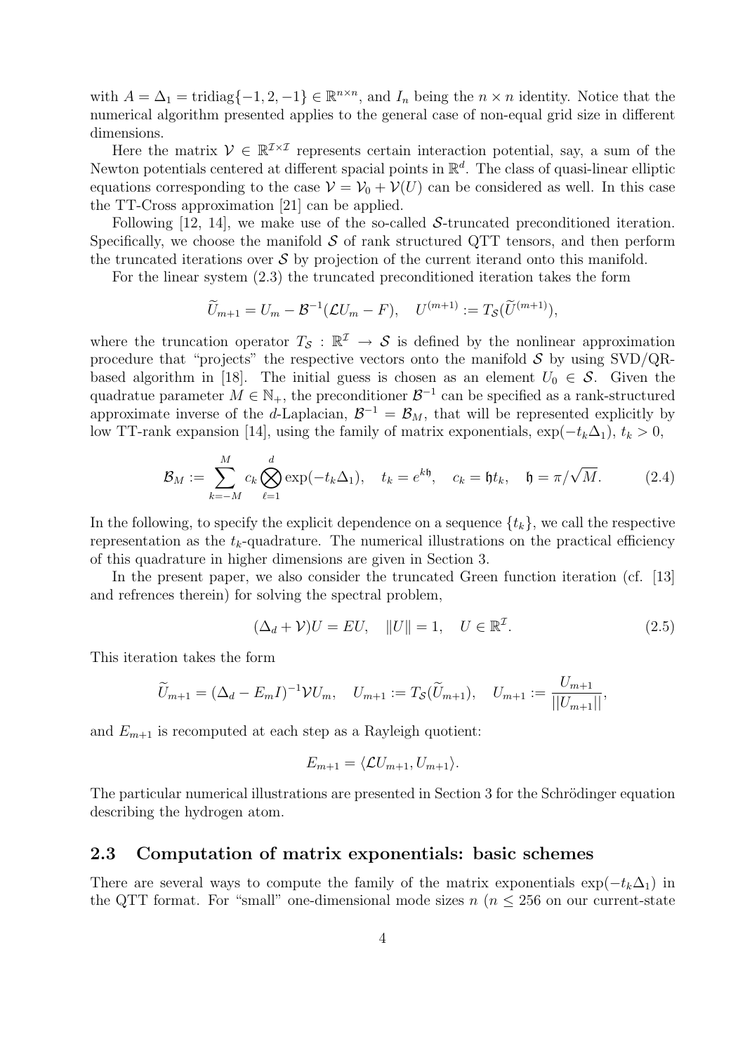with $A = \Delta_1 = \text{tridiag}\{-1, 2, -1\} \in \mathbb{R}^{n\times n}$, and $I_n$ being the $n \times n$ identity. Notice that the numerical algorithm presented applies to the general case of non-equal grid size in different dimensions.

Here the matrix $\mathcal{V} \in \mathbb{R}^{\mathcal{I}\times\mathcal{I}}$ represents certain interaction potential, say, a sum of the Newton potentials centered at different spacial points in $\mathbb{R}^d$. The class of quasi-linear elliptic equations corresponding to the case $\mathcal{V} = \mathcal{V}_0 + \mathcal{V}(U)$ can be considered as well. In this case the TT-Cross approximation [21] can be applied.

Following [12, 14], we make use of the so-called $\mathcal{S}$-truncated preconditioned iteration. Specifically, we choose the manifold $\mathcal{S}$ of rank structured QTT tensors, and then perform the truncated iterations over $\mathcal{S}$ by projection of the current iterand onto this manifold.

For the linear system (2.3) the truncated preconditioned iteration takes the form

$$\widetilde{U}_{m+1} = U_m - \mathcal{B}^{-1}(\mathcal{L}U_m - F), \quad U^{(m+1)} := T_{\mathcal{S}}(\widetilde{U}^{(m+1)}),$$

where the truncation operator $T_{\mathcal{S}} : \mathbb{R}^{\mathcal{I}} \to \mathcal{S}$ is defined by the nonlinear approximation procedure that "projects" the respective vectors onto the manifold $\mathcal{S}$ by using SVD/QR-based algorithm in [18]. The initial guess is chosen as an element $U_0 \in \mathcal{S}$. Given the quadratue parameter $M \in \mathbb{N}_+$, the preconditioner $\mathcal{B}^{-1}$ can be specified as a rank-structured approximate inverse of the $d$-Laplacian, $\mathcal{B}^{-1} = \mathcal{B}_M$, that will be represented explicitly by low TT-rank expansion [14], using the family of matrix exponentials, $\exp(-t_k\Delta_1)$, $t_k > 0$,

$$\mathcal{B}_M := \sum_{k=-M}^{M} c_k \bigotimes_{\ell=1}^{d} \exp(-t_k\Delta_1), \quad t_k = e^{k\mathfrak{h}}, \quad c_k = \mathfrak{h}t_k, \quad \mathfrak{h} = \pi/\sqrt{M}. \tag{2.4}$$

In the following, to specify the explicit dependence on a sequence $\{t_k\}$, we call the respective representation as the $t_k$-quadrature. The numerical illustrations on the practical efficiency of this quadrature in higher dimensions are given in Section 3.

In the present paper, we also consider the truncated Green function iteration (cf. [13] and refrences therein) for solving the spectral problem,

$$(\Delta_d + \mathcal{V})U = EU, \quad \|U\| = 1, \quad U \in \mathbb{R}^{\mathcal{I}}. \tag{2.5}$$

This iteration takes the form

$$\widetilde{U}_{m+1} = (\Delta_d - E_m I)^{-1}\mathcal{V}U_m, \quad U_{m+1} := T_{\mathcal{S}}(\widetilde{U}_{m+1}), \quad U_{m+1} := \frac{U_{m+1}}{||U_{m+1}||},$$

and $E_{m+1}$ is recomputed at each step as a Rayleigh quotient:

$$E_{m+1} = \langle \mathcal{L}U_{m+1}, U_{m+1} \rangle.$$

The particular numerical illustrations are presented in Section 3 for the Schrödinger equation describing the hydrogen atom.

## 2.3 Computation of matrix exponentials: basic schemes

There are several ways to compute the family of the matrix exponentials $\exp(-t_k\Delta_1)$ in the QTT format. For "small" one-dimensional mode sizes $n$ ($n \leq 256$ on our current-state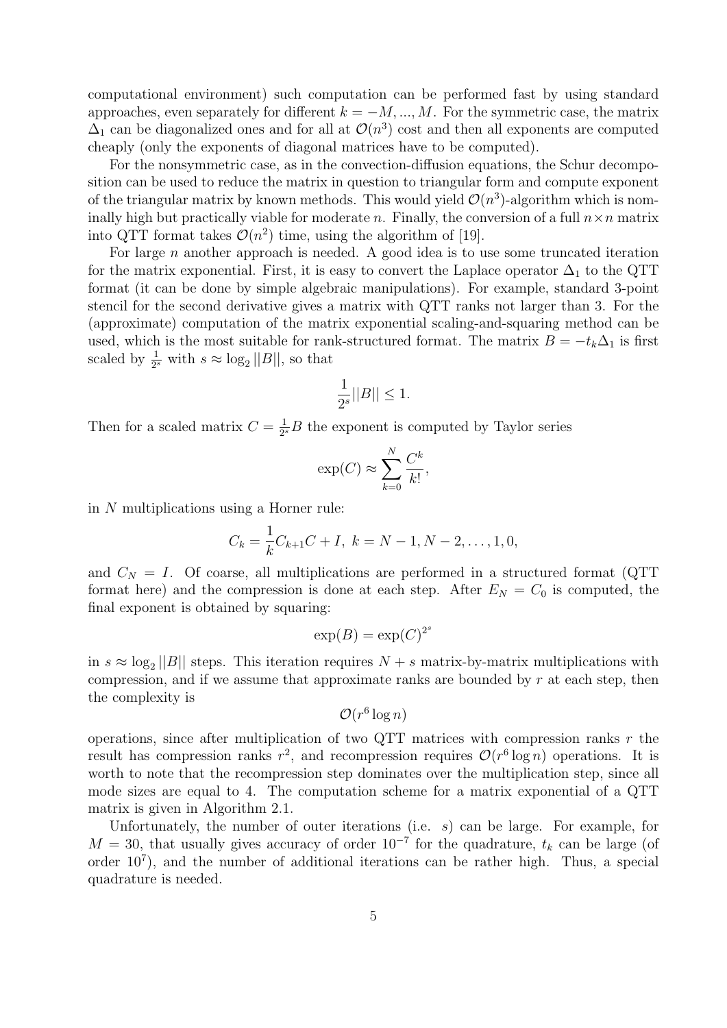computational environment) such computation can be performed fast by using standard approaches, even separately for different $k = -M, ..., M$. For the symmetric case, the matrix $\Delta_1$ can be diagonalized ones and for all at $\mathcal{O}(n^3)$ cost and then all exponents are computed cheaply (only the exponents of diagonal matrices have to be computed).

For the nonsymmetric case, as in the convection-diffusion equations, the Schur decomposition can be used to reduce the matrix in question to triangular form and compute exponent of the triangular matrix by known methods. This would yield $\mathcal{O}(n^3)$-algorithm which is nominally high but practically viable for moderate $n$. Finally, the conversion of a full $n \times n$ matrix into QTT format takes $\mathcal{O}(n^2)$ time, using the algorithm of [19].

For large $n$ another approach is needed. A good idea is to use some truncated iteration for the matrix exponential. First, it is easy to convert the Laplace operator $\Delta_1$ to the QTT format (it can be done by simple algebraic manipulations). For example, standard 3-point stencil for the second derivative gives a matrix with QTT ranks not larger than 3. For the (approximate) computation of the matrix exponential scaling-and-squaring method can be used, which is the most suitable for rank-structured format. The matrix $B = -t_k \Delta_1$ is first scaled by $\frac{1}{2^s}$ with $s \approx \log_2 ||B||$, so that

$$\frac{1}{2^s}||B|| \leq 1.$$

Then for a scaled matrix $C = \frac{1}{2^s}B$ the exponent is computed by Taylor series

$$\exp(C) \approx \sum_{k=0}^{N} \frac{C^k}{k!},$$

in $N$ multiplications using a Horner rule:

$$C_k = \frac{1}{k}C_{k+1}C + I, \ k = N-1, N-2, \ldots, 1, 0,$$

and $C_N = I$. Of coarse, all multiplications are performed in a structured format (QTT format here) and the compression is done at each step. After $E_N = C_0$ is computed, the final exponent is obtained by squaring:

$$\exp(B) = \exp(C)^{2^s}$$

in $s \approx \log_2 ||B||$ steps. This iteration requires $N + s$ matrix-by-matrix multiplications with compression, and if we assume that approximate ranks are bounded by $r$ at each step, then the complexity is

$$\mathcal{O}(r^6 \log n)$$

operations, since after multiplication of two QTT matrices with compression ranks $r$ the result has compression ranks $r^2$, and recompression requires $\mathcal{O}(r^6 \log n)$ operations. It is worth to note that the recompression step dominates over the multiplication step, since all mode sizes are equal to 4. The computation scheme for a matrix exponential of a QTT matrix is given in Algorithm 2.1.

Unfortunately, the number of outer iterations (i.e. $s$) can be large. For example, for $M = 30$, that usually gives accuracy of order $10^{-7}$ for the quadrature, $t_k$ can be large (of order $10^7$), and the number of additional iterations can be rather high. Thus, a special quadrature is needed.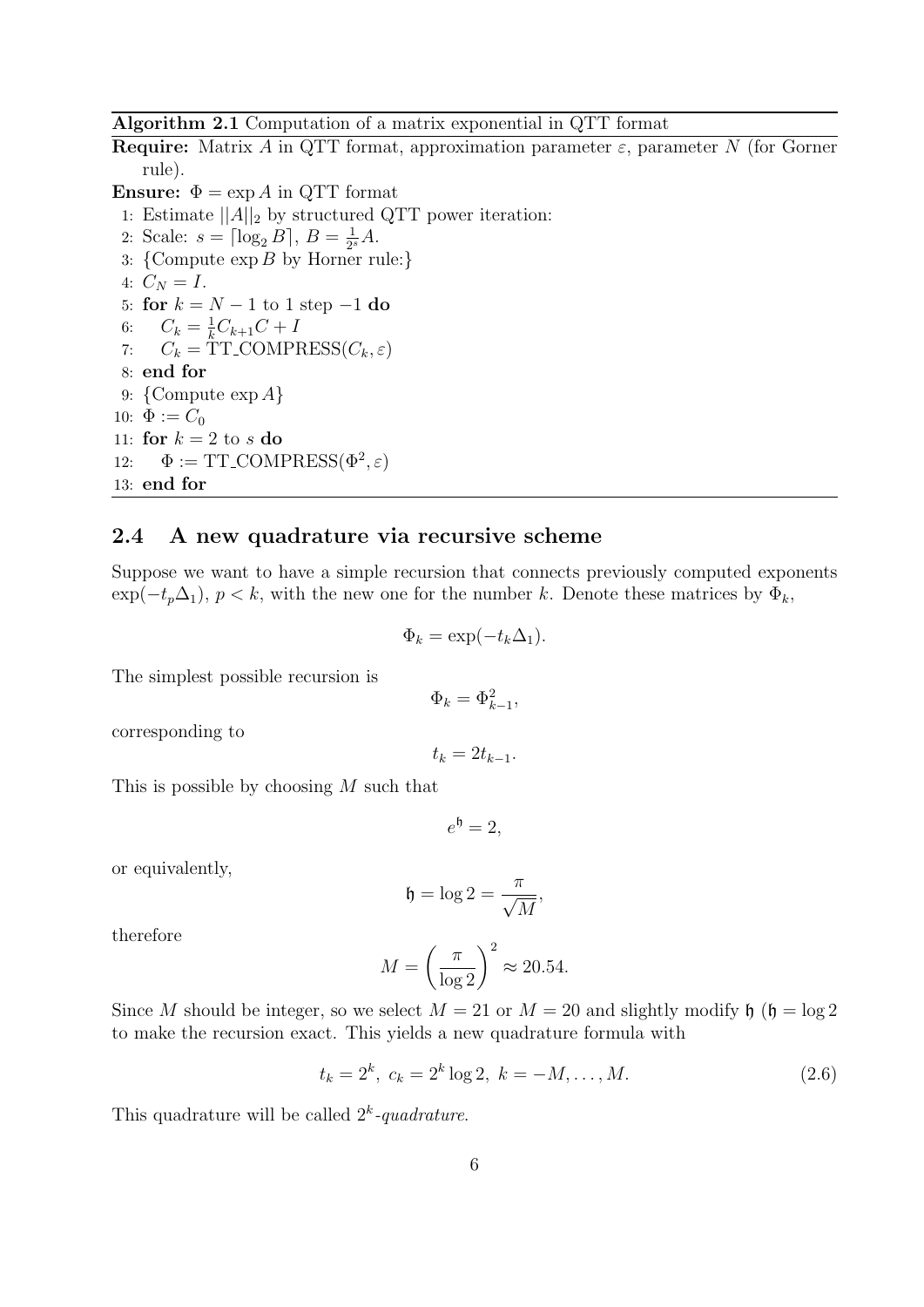**Algorithm 2.1** Computation of a matrix exponential in QTT format

**Require:** Matrix $A$ in QTT format, approximation parameter $\varepsilon$, parameter $N$ (for Gorner rule).

**Ensure:** $\Phi = \exp A$ in QTT format

1: Estimate $||A||_2$ by structured QTT power iteration:
2: Scale: $s = \lceil \log_2 B \rceil$, $B = \frac{1}{2^s} A$.
3: {Compute $\exp B$ by Horner rule:}
4: $C_N = I$.
5: **for** $k = N-1$ to 1 step $-1$ **do**
6: $\quad C_k = \frac{1}{k} C_{k+1} C + I$
7: $\quad C_k = \text{TT\_COMPRESS}(C_k, \varepsilon)$
8: **end for**
9: {Compute $\exp A$}
10: $\Phi := C_0$
11: **for** $k = 2$ to $s$ **do**
12: $\quad \Phi := \text{TT\_COMPRESS}(\Phi^2, \varepsilon)$
13: **end for**

## 2.4 A new quadrature via recursive scheme

Suppose we want to have a simple recursion that connects previously computed exponents $\exp(-t_p \Delta_1)$, $p < k$, with the new one for the number $k$. Denote these matrices by $\Phi_k$,

$$\Phi_k = \exp(-t_k \Delta_1).$$

The simplest possible recursion is

$$\Phi_k = \Phi_{k-1}^2,$$

corresponding to

$$t_k = 2t_{k-1}.$$

This is possible by choosing $M$ such that

$$e^{\mathfrak{h}} = 2,$$

or equivalently,

$$\mathfrak{h} = \log 2 = \frac{\pi}{\sqrt{M}},$$

therefore

$$M = \left(\frac{\pi}{\log 2}\right)^2 \approx 20.54.$$

Since $M$ should be integer, so we select $M = 21$ or $M = 20$ and slightly modify $\mathfrak{h}$ ($\mathfrak{h} = \log 2$ to make the recursion exact. This yields a new quadrature formula with

$$t_k = 2^k, \ c_k = 2^k \log 2, \ k = -M, \dots, M. \tag{2.6}$$

This quadrature will be called $2^k$-*quadrature*.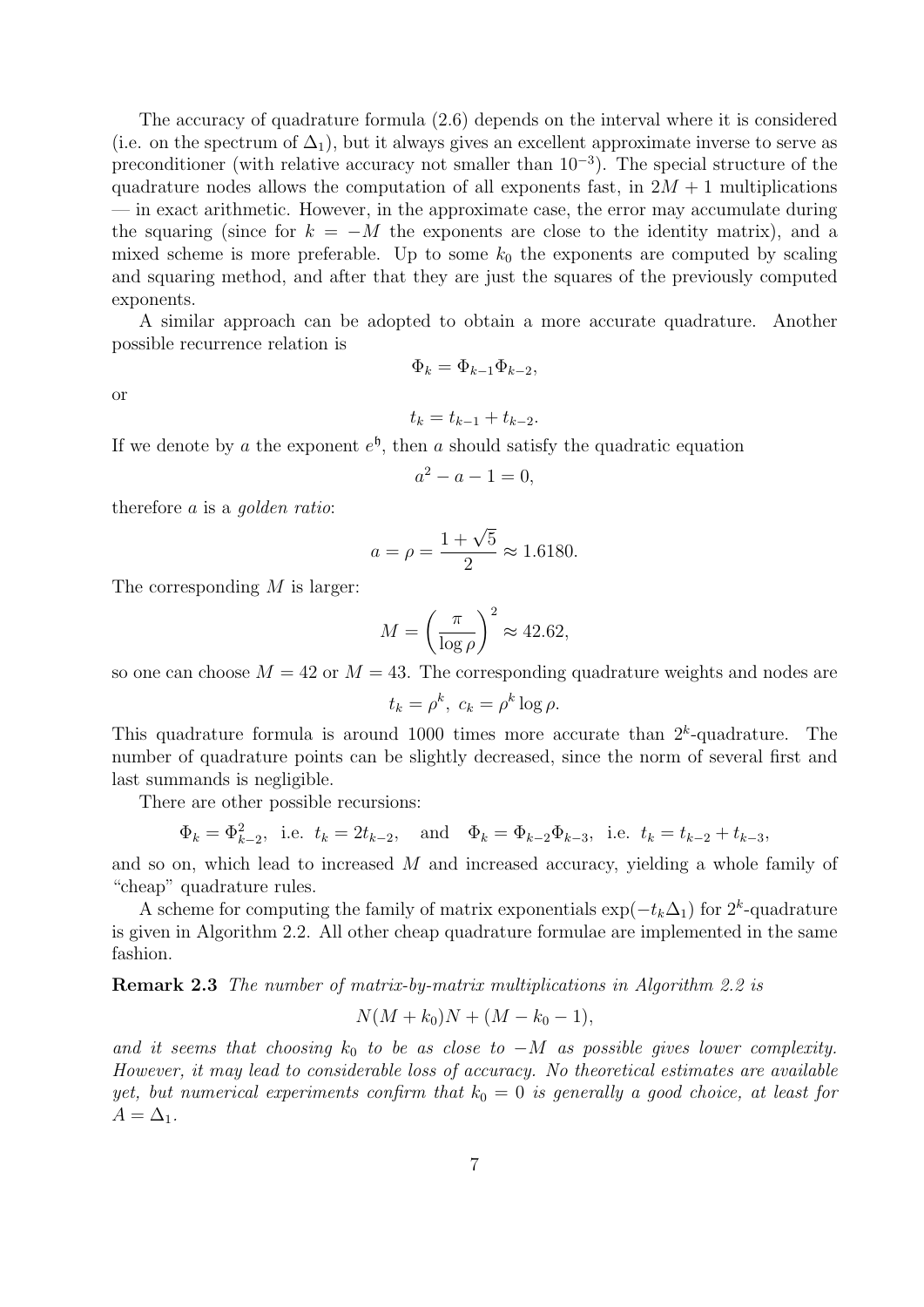The accuracy of quadrature formula (2.6) depends on the interval where it is considered (i.e. on the spectrum of $\Delta_1$), but it always gives an excellent approximate inverse to serve as preconditioner (with relative accuracy not smaller than $10^{-3}$). The special structure of the quadrature nodes allows the computation of all exponents fast, in $2M + 1$ multiplications — in exact arithmetic. However, in the approximate case, the error may accumulate during the squaring (since for $k = -M$ the exponents are close to the identity matrix), and a mixed scheme is more preferable. Up to some $k_0$ the exponents are computed by scaling and squaring method, and after that they are just the squares of the previously computed exponents.

A similar approach can be adopted to obtain a more accurate quadrature. Another possible recurrence relation is

$$\Phi_k = \Phi_{k-1}\Phi_{k-2},$$

or

$$t_k = t_{k-1} + t_{k-2}.$$

If we denote by $a$ the exponent $e^{\mathfrak{h}}$, then $a$ should satisfy the quadratic equation

$$a^2 - a - 1 = 0,$$

therefore $a$ is a *golden ratio*:

$$a = \rho = \frac{1+\sqrt{5}}{2} \approx 1.6180.$$

The corresponding $M$ is larger:

$$M = \left(\frac{\pi}{\log \rho}\right)^2 \approx 42.62,$$

so one can choose $M = 42$ or $M = 43$. The corresponding quadrature weights and nodes are

$$t_k = \rho^k, \ c_k = \rho^k \log \rho.$$

This quadrature formula is around 1000 times more accurate than $2^k$-quadrature. The number of quadrature points can be slightly decreased, since the norm of several first and last summands is negligible.

There are other possible recursions:

$$\Phi_k = \Phi_{k-2}^2, \ \text{ i.e. } t_k = 2t_{k-2}, \quad \text{and} \quad \Phi_k = \Phi_{k-2}\Phi_{k-3}, \ \text{ i.e. } t_k = t_{k-2} + t_{k-3},$$

and so on, which lead to increased $M$ and increased accuracy, yielding a whole family of "cheap" quadrature rules.

A scheme for computing the family of matrix exponentials $\exp(-t_k\Delta_1)$ for $2^k$-quadrature is given in Algorithm 2.2. All other cheap quadrature formulae are implemented in the same fashion.

**Remark 2.3** *The number of matrix-by-matrix multiplications in Algorithm 2.2 is*

$$N(M + k_0)N + (M - k_0 - 1),$$

*and it seems that choosing $k_0$ to be as close to $-M$ as possible gives lower complexity. However, it may lead to considerable loss of accuracy. No theoretical estimates are available yet, but numerical experiments confirm that $k_0 = 0$ is generally a good choice, at least for $A = \Delta_1$.*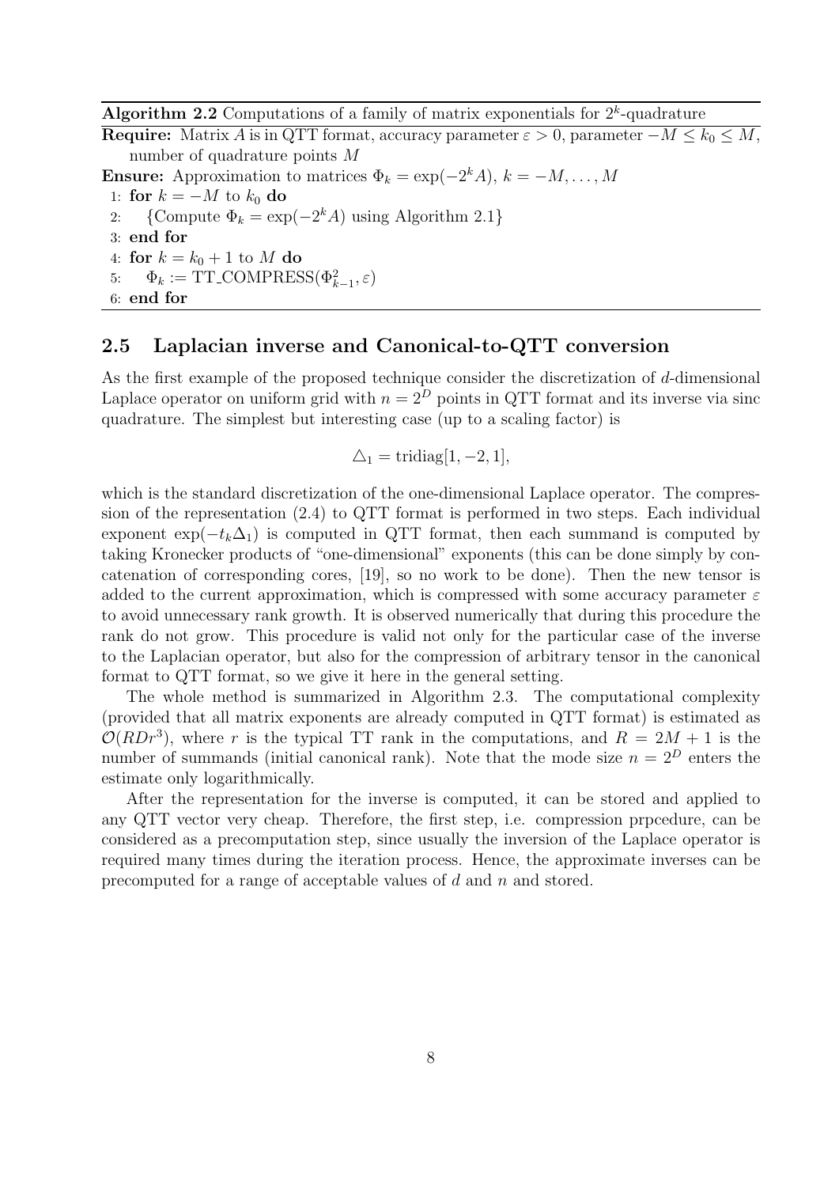**Algorithm 2.2** Computations of a family of matrix exponentials for $2^k$-quadrature

**Require:** Matrix $A$ is in QTT format, accuracy parameter $\varepsilon > 0$, parameter $-M \leq k_0 \leq M$, number of quadrature points $M$

**Ensure:** Approximation to matrices $\Phi_k = \exp(-2^k A)$, $k = -M, \ldots, M$

1: **for** $k = -M$ to $k_0$ **do**
2: {Compute $\Phi_k = \exp(-2^k A)$ using Algorithm 2.1}
3: **end for**
4: **for** $k = k_0 + 1$ to $M$ **do**
5: $\Phi_k := \text{TT\_COMPRESS}(\Phi_{k-1}^2, \varepsilon)$
6: **end for**

## 2.5 Laplacian inverse and Canonical-to-QTT conversion

As the first example of the proposed technique consider the discretization of $d$-dimensional Laplace operator on uniform grid with $n = 2^D$ points in QTT format and its inverse via sinc quadrature. The simplest but interesting case (up to a scaling factor) is

$$\triangle_1 = \text{tridiag}[1, -2, 1],$$

which is the standard discretization of the one-dimensional Laplace operator. The compression of the representation (2.4) to QTT format is performed in two steps. Each individual exponent $\exp(-t_k \Delta_1)$ is computed in QTT format, then each summand is computed by taking Kronecker products of "one-dimensional" exponents (this can be done simply by concatenation of corresponding cores, [19], so no work to be done). Then the new tensor is added to the current approximation, which is compressed with some accuracy parameter $\varepsilon$ to avoid unnecessary rank growth. It is observed numerically that during this procedure the rank do not grow. This procedure is valid not only for the particular case of the inverse to the Laplacian operator, but also for the compression of arbitrary tensor in the canonical format to QTT format, so we give it here in the general setting.

The whole method is summarized in Algorithm 2.3. The computational complexity (provided that all matrix exponents are already computed in QTT format) is estimated as $\mathcal{O}(RDr^3)$, where $r$ is the typical TT rank in the computations, and $R = 2M + 1$ is the number of summands (initial canonical rank). Note that the mode size $n = 2^D$ enters the estimate only logarithmically.

After the representation for the inverse is computed, it can be stored and applied to any QTT vector very cheap. Therefore, the first step, i.e. compression prpcedure, can be considered as a precomputation step, since usually the inversion of the Laplace operator is required many times during the iteration process. Hence, the approximate inverses can be precomputed for a range of acceptable values of $d$ and $n$ and stored.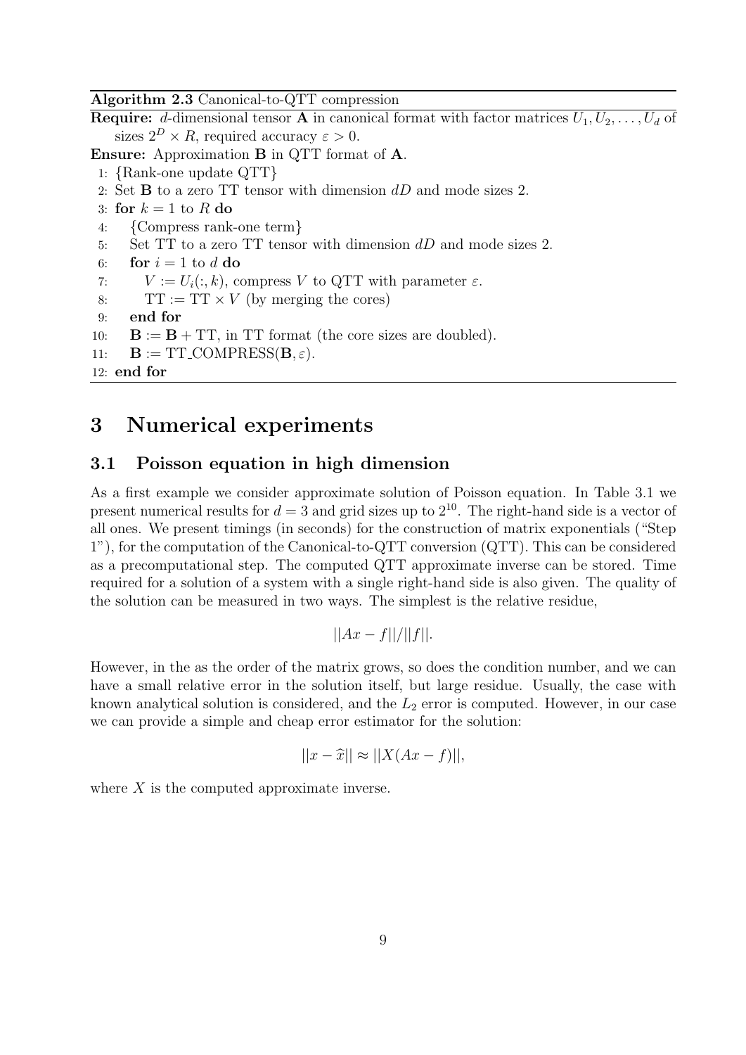**Algorithm 2.3** Canonical-to-QTT compression

**Require:** $d$-dimensional tensor $\mathbf{A}$ in canonical format with factor matrices $U_1, U_2, \ldots, U_d$ of sizes $2^D \times R$, required accuracy $\varepsilon > 0$.

**Ensure:** Approximation $\mathbf{B}$ in QTT format of $\mathbf{A}$.

```
1:  {Rank-one update QTT}
2:  Set B to a zero TT tensor with dimension dD and mode sizes 2.
3:  for k = 1 to R do
4:     {Compress rank-one term}
5:     Set TT to a zero TT tensor with dimension dD and mode sizes 2.
6:     for i = 1 to d do
7:        V := U_i(:, k), compress V to QTT with parameter ε.
8:        TT := TT × V (by merging the cores)
9:     end for
10:    B := B + TT, in TT format (the core sizes are doubled).
11:    B := TT_COMPRESS(B, ε).
12: end for
```

# 3 Numerical experiments

## 3.1 Poisson equation in high dimension

As a first example we consider approximate solution of Poisson equation. In Table 3.1 we present numerical results for $d = 3$ and grid sizes up to $2^{10}$. The right-hand side is a vector of all ones. We present timings (in seconds) for the construction of matrix exponentials ("Step 1"), for the computation of the Canonical-to-QTT conversion (QTT). This can be considered as a precomputational step. The computed QTT approximate inverse can be stored. Time required for a solution of a system with a single right-hand side is also given. The quality of the solution can be measured in two ways. The simplest is the relative residue,

$$||Ax - f||/||f||.$$

However, in the as the order of the matrix grows, so does the condition number, and we can have a small relative error in the solution itself, but large residue. Usually, the case with known analytical solution is considered, and the $L_2$ error is computed. However, in our case we can provide a simple and cheap error estimator for the solution:

$$||x - \widehat{x}|| \approx ||X(Ax - f)||,$$

where $X$ is the computed approximate inverse.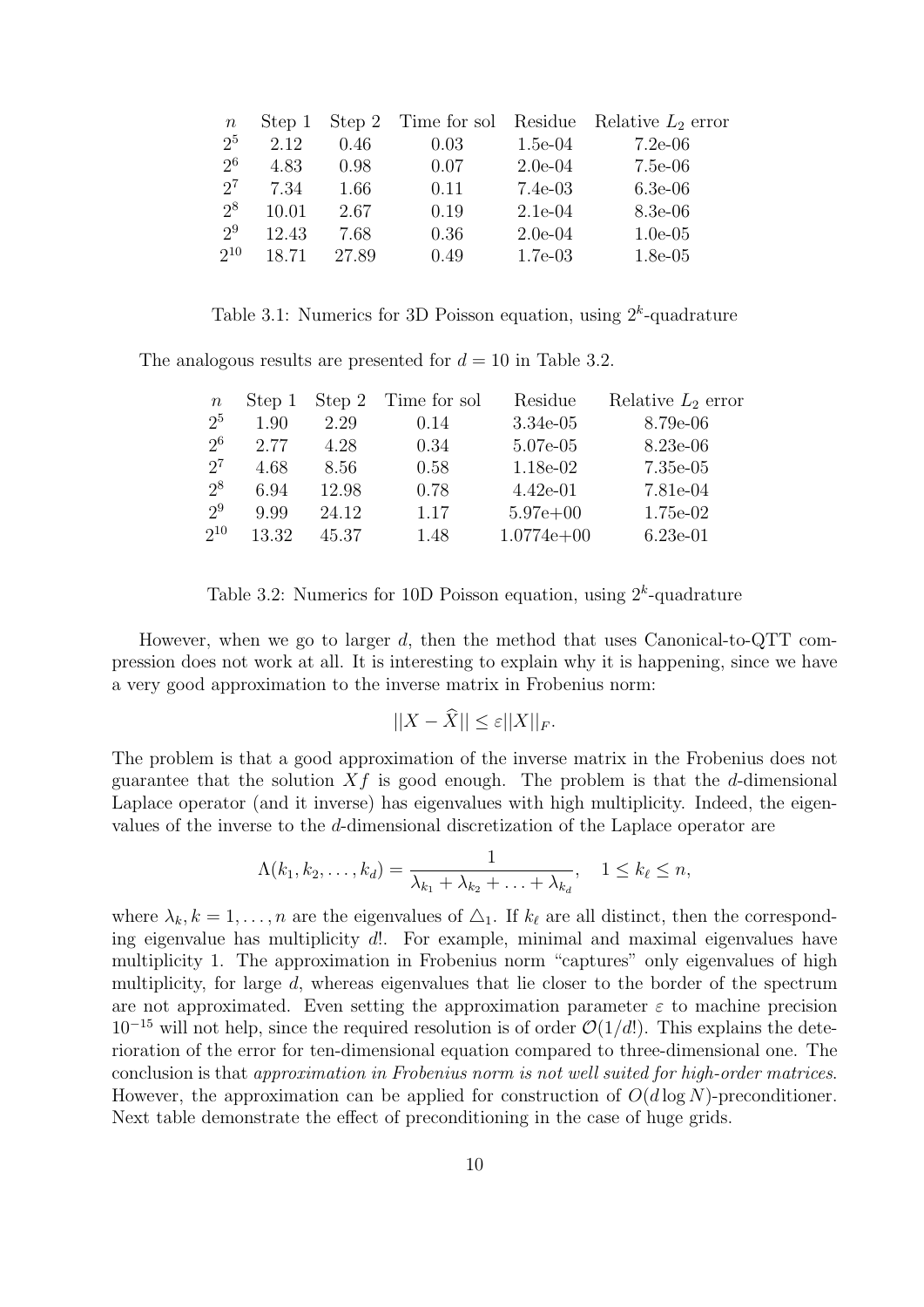| $n$ | Step 1 | Step 2 | Time for sol | Residue | Relative $L_2$ error |
|---|---|---|---|---|---|
| $2^5$ | 2.12 | 0.46 | 0.03 | 1.5e-04 | 7.2e-06 |
| $2^6$ | 4.83 | 0.98 | 0.07 | 2.0e-04 | 7.5e-06 |
| $2^7$ | 7.34 | 1.66 | 0.11 | 7.4e-03 | 6.3e-06 |
| $2^8$ | 10.01 | 2.67 | 0.19 | 2.1e-04 | 8.3e-06 |
| $2^9$ | 12.43 | 7.68 | 0.36 | 2.0e-04 | 1.0e-05 |
| $2^{10}$ | 18.71 | 27.89 | 0.49 | 1.7e-03 | 1.8e-05 |

Table 3.1: Numerics for 3D Poisson equation, using $2^k$-quadrature

The analogous results are presented for $d = 10$ in Table 3.2.

| $n$ | Step 1 | Step 2 | Time for sol | Residue | Relative $L_2$ error |
|---|---|---|---|---|---|
| $2^5$ | 1.90 | 2.29 | 0.14 | 3.34e-05 | 8.79e-06 |
| $2^6$ | 2.77 | 4.28 | 0.34 | 5.07e-05 | 8.23e-06 |
| $2^7$ | 4.68 | 8.56 | 0.58 | 1.18e-02 | 7.35e-05 |
| $2^8$ | 6.94 | 12.98 | 0.78 | 4.42e-01 | 7.81e-04 |
| $2^9$ | 9.99 | 24.12 | 1.17 | 5.97e+00 | 1.75e-02 |
| $2^{10}$ | 13.32 | 45.37 | 1.48 | 1.0774e+00 | 6.23e-01 |

Table 3.2: Numerics for 10D Poisson equation, using $2^k$-quadrature

However, when we go to larger $d$, then the method that uses Canonical-to-QTT compression does not work at all. It is interesting to explain why it is happening, since we have a very good approximation to the inverse matrix in Frobenius norm:

$$||X - \widehat{X}|| \leq \varepsilon ||X||_F.$$

The problem is that a good approximation of the inverse matrix in the Frobenius does not guarantee that the solution $Xf$ is good enough. The problem is that the $d$-dimensional Laplace operator (and it inverse) has eigenvalues with high multiplicity. Indeed, the eigenvalues of the inverse to the $d$-dimensional discretization of the Laplace operator are

$$\Lambda(k_1, k_2, \ldots, k_d) = \frac{1}{\lambda_{k_1} + \lambda_{k_2} + \ldots + \lambda_{k_d}}, \quad 1 \leq k_\ell \leq n,$$

where $\lambda_k, k = 1, \ldots, n$ are the eigenvalues of $\triangle_1$. If $k_\ell$ are all distinct, then the corresponding eigenvalue has multiplicity $d!$. For example, minimal and maximal eigenvalues have multiplicity 1. The approximation in Frobenius norm "captures" only eigenvalues of high multiplicity, for large $d$, whereas eigenvalues that lie closer to the border of the spectrum are not approximated. Even setting the approximation parameter $\varepsilon$ to machine precision $10^{-15}$ will not help, since the required resolution is of order $\mathcal{O}(1/d!)$. This explains the deterioration of the error for ten-dimensional equation compared to three-dimensional one. The conclusion is that *approximation in Frobenius norm is not well suited for high-order matrices*. However, the approximation can be applied for construction of $O(d \log N)$-preconditioner. Next table demonstrate the effect of preconditioning in the case of huge grids.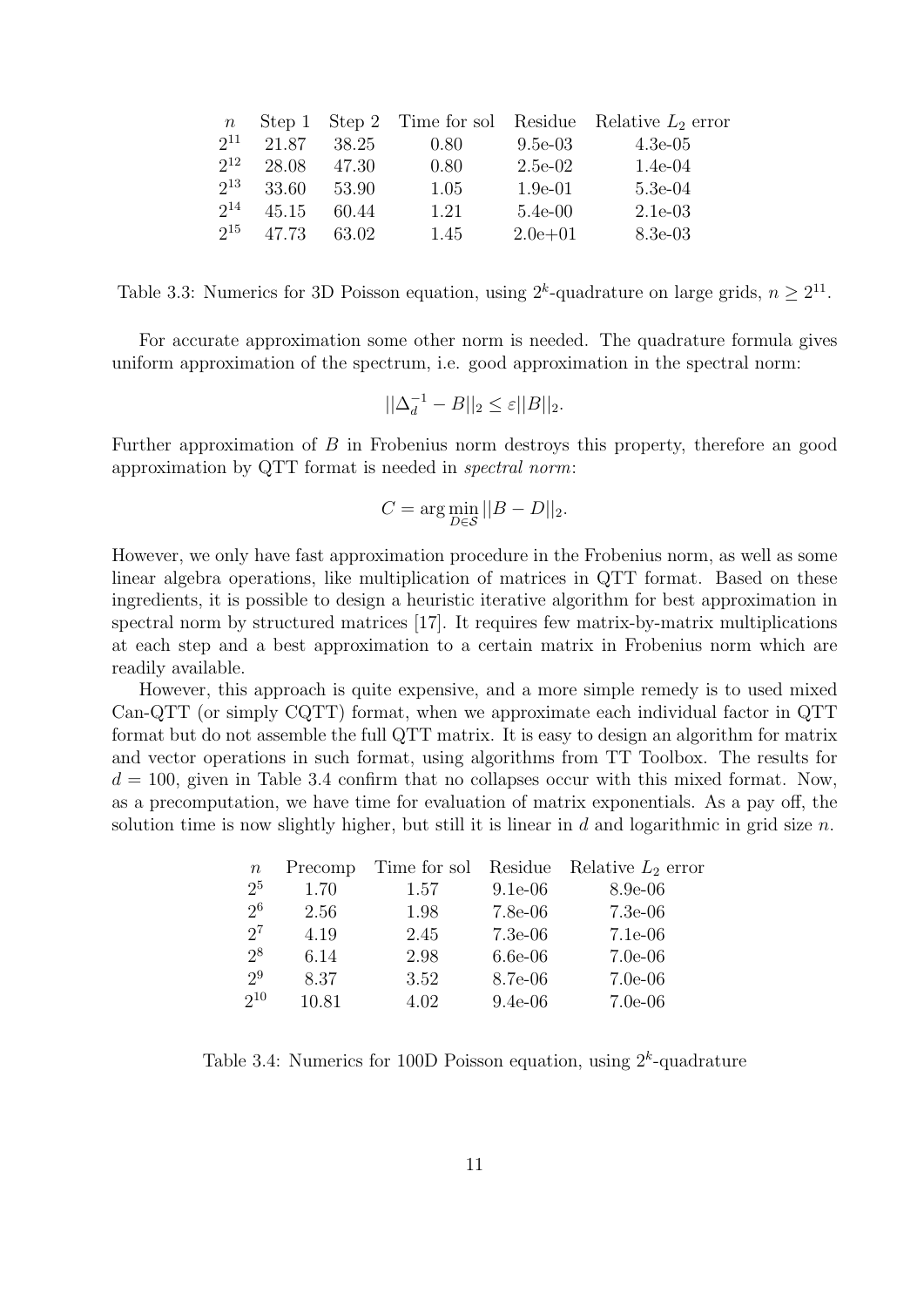| $n$ | Step 1 | Step 2 | Time for sol | Residue | Relative $L_2$ error |
|---|---|---|---|---|---|
| $2^{11}$ | 21.87 | 38.25 | 0.80 | 9.5e-03 | 4.3e-05 |
| $2^{12}$ | 28.08 | 47.30 | 0.80 | 2.5e-02 | 1.4e-04 |
| $2^{13}$ | 33.60 | 53.90 | 1.05 | 1.9e-01 | 5.3e-04 |
| $2^{14}$ | 45.15 | 60.44 | 1.21 | 5.4e-00 | 2.1e-03 |
| $2^{15}$ | 47.73 | 63.02 | 1.45 | 2.0e+01 | 8.3e-03 |

Table 3.3: Numerics for 3D Poisson equation, using $2^k$-quadrature on large grids, $n \geq 2^{11}$.

For accurate approximation some other norm is needed. The quadrature formula gives uniform approximation of the spectrum, i.e. good approximation in the spectral norm:

$$||\Delta_d^{-1} - B||_2 \leq \varepsilon ||B||_2.$$

Further approximation of $B$ in Frobenius norm destroys this property, therefore an good approximation by QTT format is needed in *spectral norm*:

$$C = \arg\min_{D \in \mathcal{S}} ||B - D||_2.$$

However, we only have fast approximation procedure in the Frobenius norm, as well as some linear algebra operations, like multiplication of matrices in QTT format. Based on these ingredients, it is possible to design a heuristic iterative algorithm for best approximation in spectral norm by structured matrices [17]. It requires few matrix-by-matrix multiplications at each step and a best approximation to a certain matrix in Frobenius norm which are readily available.

However, this approach is quite expensive, and a more simple remedy is to used mixed Can-QTT (or simply CQTT) format, when we approximate each individual factor in QTT format but do not assemble the full QTT matrix. It is easy to design an algorithm for matrix and vector operations in such format, using algorithms from TT Toolbox. The results for $d = 100$, given in Table 3.4 confirm that no collapses occur with this mixed format. Now, as a precomputation, we have time for evaluation of matrix exponentials. As a pay off, the solution time is now slightly higher, but still it is linear in $d$ and logarithmic in grid size $n$.

| $n$ | Precomp | Time for sol | Residue | Relative $L_2$ error |
|---|---|---|---|---|
| $2^5$ | 1.70 | 1.57 | 9.1e-06 | 8.9e-06 |
| $2^6$ | 2.56 | 1.98 | 7.8e-06 | 7.3e-06 |
| $2^7$ | 4.19 | 2.45 | 7.3e-06 | 7.1e-06 |
| $2^8$ | 6.14 | 2.98 | 6.6e-06 | 7.0e-06 |
| $2^9$ | 8.37 | 3.52 | 8.7e-06 | 7.0e-06 |
| $2^{10}$ | 10.81 | 4.02 | 9.4e-06 | 7.0e-06 |

Table 3.4: Numerics for 100D Poisson equation, using $2^k$-quadrature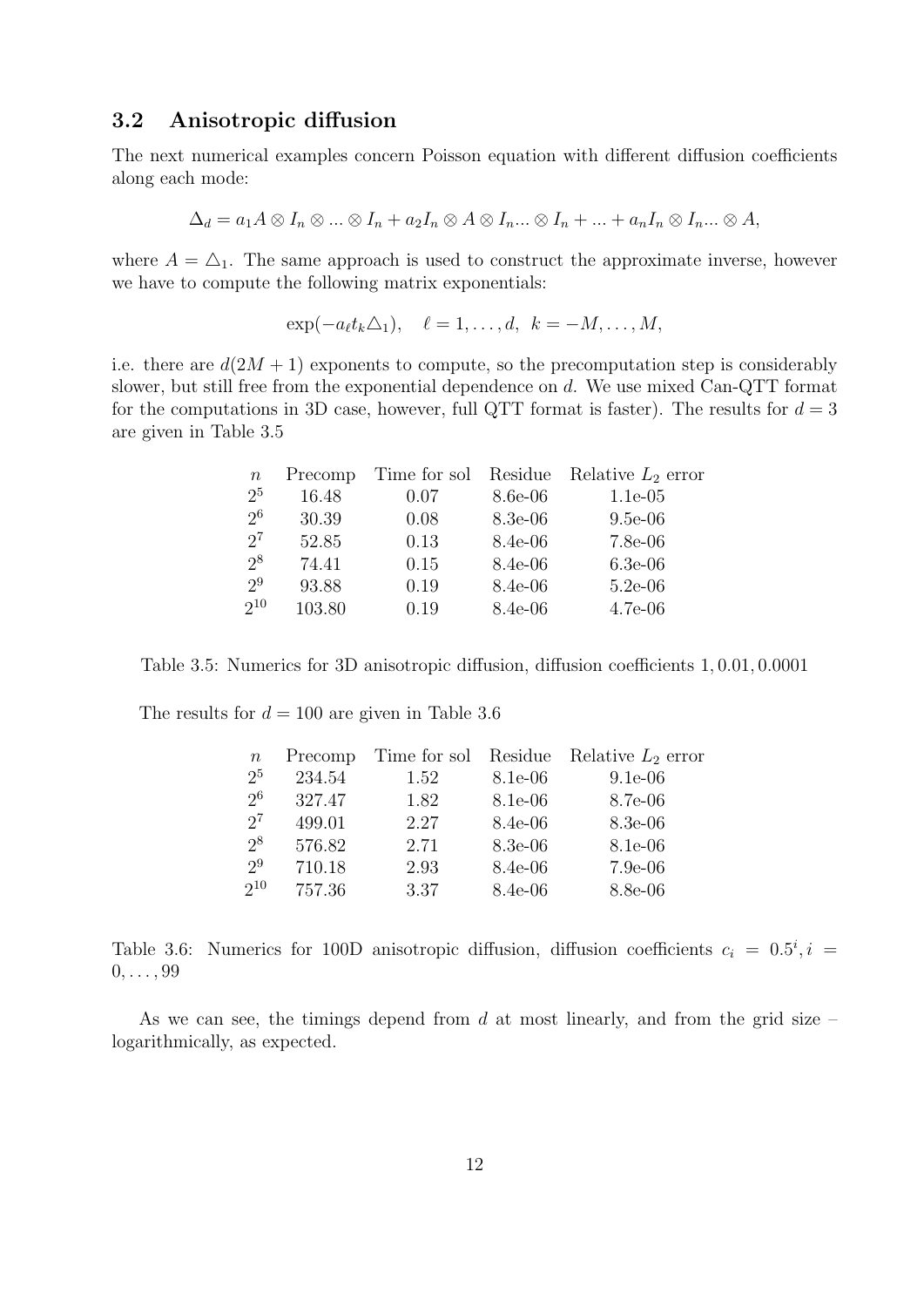### 3.2 Anisotropic diffusion

The next numerical examples concern Poisson equation with different diffusion coefficients along each mode:

$$\Delta_d = a_1 A \otimes I_n \otimes ... \otimes I_n + a_2 I_n \otimes A \otimes I_n ... \otimes I_n + ... + a_n I_n \otimes I_n ... \otimes A,$$

where $A = \triangle_1$. The same approach is used to construct the approximate inverse, however we have to compute the following matrix exponentials:

$$\exp(-a_\ell t_k \triangle_1), \quad \ell = 1, \dots, d, \;\; k = -M, \dots, M,$$

i.e. there are $d(2M+1)$ exponents to compute, so the precomputation step is considerably slower, but still free from the exponential dependence on $d$. We use mixed Can-QTT format for the computations in 3D case, however, full QTT format is faster). The results for $d = 3$ are given in Table 3.5

| $n$ | Precomp | Time for sol | Residue | Relative $L_2$ error |
|---|---|---|---|---|
| $2^5$ | 16.48 | 0.07 | 8.6e-06 | 1.1e-05 |
| $2^6$ | 30.39 | 0.08 | 8.3e-06 | 9.5e-06 |
| $2^7$ | 52.85 | 0.13 | 8.4e-06 | 7.8e-06 |
| $2^8$ | 74.41 | 0.15 | 8.4e-06 | 6.3e-06 |
| $2^9$ | 93.88 | 0.19 | 8.4e-06 | 5.2e-06 |
| $2^{10}$ | 103.80 | 0.19 | 8.4e-06 | 4.7e-06 |

Table 3.5: Numerics for 3D anisotropic diffusion, diffusion coefficients $1, 0.01, 0.0001$

The results for $d = 100$ are given in Table 3.6

| $n$ | Precomp | Time for sol | Residue | Relative $L_2$ error |
|---|---|---|---|---|
| $2^5$ | 234.54 | 1.52 | 8.1e-06 | 9.1e-06 |
| $2^6$ | 327.47 | 1.82 | 8.1e-06 | 8.7e-06 |
| $2^7$ | 499.01 | 2.27 | 8.4e-06 | 8.3e-06 |
| $2^8$ | 576.82 | 2.71 | 8.3e-06 | 8.1e-06 |
| $2^9$ | 710.18 | 2.93 | 8.4e-06 | 7.9e-06 |
| $2^{10}$ | 757.36 | 3.37 | 8.4e-06 | 8.8e-06 |

Table 3.6: Numerics for 100D anisotropic diffusion, diffusion coefficients $c_i = 0.5^i, i = 0, \dots, 99$

As we can see, the timings depend from $d$ at most linearly, and from the grid size – logarithmically, as expected.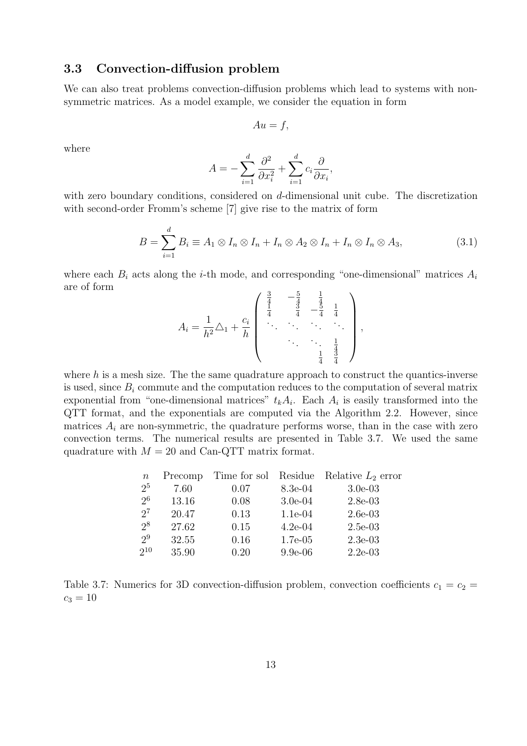### 3.3 Convection-diffusion problem

We can also treat problems convection-diffusion problems which lead to systems with non-symmetric matrices. As a model example, we consider the equation in form

$$Au = f,$$

where

$$A = -\sum_{i=1}^{d} \frac{\partial^2}{\partial x_i^2} + \sum_{i=1}^{d} c_i \frac{\partial}{\partial x_i},$$

with zero boundary conditions, considered on $d$-dimensional unit cube. The discretization with second-order Fromm's scheme [7] give rise to the matrix of form

$$B = \sum_{i=1}^{d} B_i \equiv A_1 \otimes I_n \otimes I_n + I_n \otimes A_2 \otimes I_n + I_n \otimes I_n \otimes A_3, \tag{3.1}$$

where each $B_i$ acts along the $i$-th mode, and corresponding "one-dimensional" matrices $A_i$ are of form

$$A_i = \frac{1}{h^2} \triangle_1 + \frac{c_i}{h} \begin{pmatrix} \frac{3}{4} & -\frac{5}{4} & \frac{1}{4} & & \\ \frac{1}{4} & \frac{3}{4} & -\frac{5}{4} & \frac{1}{4} & \\ \ddots & \ddots & \ddots & \ddots & \\ & \ddots & \ddots & \frac{1}{4} & \\ & & \frac{1}{4} & \frac{3}{4} & \end{pmatrix},$$

where $h$ is a mesh size. The the same quadrature approach to construct the quantics-inverse is used, since $B_i$ commute and the computation reduces to the computation of several matrix exponential from "one-dimensional matrices" $t_k A_i$. Each $A_i$ is easily transformed into the QTT format, and the exponentials are computed via the Algorithm 2.2. However, since matrices $A_i$ are non-symmetric, the quadrature performs worse, than in the case with zero convection terms. The numerical results are presented in Table 3.7. We used the same quadrature with $M = 20$ and Can-QTT matrix format.

| $n$ | Precomp | Time for sol | Residue | Relative $L_2$ error |
|---|---|---|---|---|
| $2^5$ | 7.60 | 0.07 | 8.3e-04 | 3.0e-03 |
| $2^6$ | 13.16 | 0.08 | 3.0e-04 | 2.8e-03 |
| $2^7$ | 20.47 | 0.13 | 1.1e-04 | 2.6e-03 |
| $2^8$ | 27.62 | 0.15 | 4.2e-04 | 2.5e-03 |
| $2^9$ | 32.55 | 0.16 | 1.7e-05 | 2.3e-03 |
| $2^{10}$ | 35.90 | 0.20 | 9.9e-06 | 2.2e-03 |

Table 3.7: Numerics for 3D convection-diffusion problem, convection coefficients $c_1 = c_2 = c_3 = 10$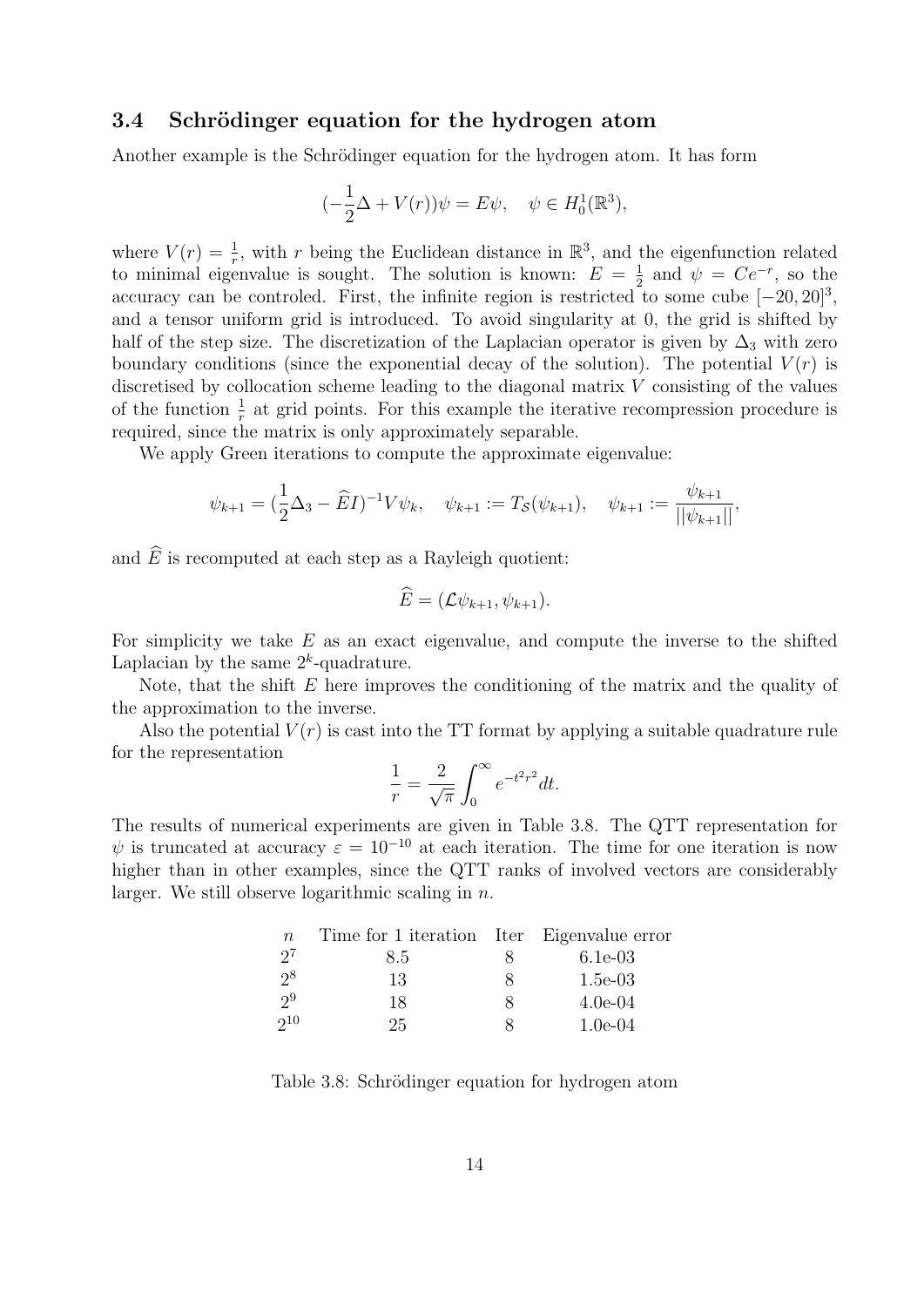### 3.4 Schrödinger equation for the hydrogen atom

Another example is the Schrödinger equation for the hydrogen atom. It has form

$$(-\frac{1}{2}\Delta + V(r))\psi = E\psi, \quad \psi \in H_0^1(\mathbb{R}^3),$$

where $V(r) = \frac{1}{r}$, with $r$ being the Euclidean distance in $\mathbb{R}^3$, and the eigenfunction related to minimal eigenvalue is sought. The solution is known: $E = \frac{1}{2}$ and $\psi = Ce^{-r}$, so the accuracy can be controled. First, the infinite region is restricted to some cube $[-20, 20]^3$, and a tensor uniform grid is introduced. To avoid singularity at 0, the grid is shifted by half of the step size. The discretization of the Laplacian operator is given by $\Delta_3$ with zero boundary conditions (since the exponential decay of the solution). The potential $V(r)$ is discretised by collocation scheme leading to the diagonal matrix $V$ consisting of the values of the function $\frac{1}{r}$ at grid points. For this example the iterative recompression procedure is required, since the matrix is only approximately separable.

We apply Green iterations to compute the approximate eigenvalue:

$$\psi_{k+1} = (\frac{1}{2}\Delta_3 - \widehat{E}I)^{-1}V\psi_k, \quad \psi_{k+1} := T_{\mathcal{S}}(\psi_{k+1}), \quad \psi_{k+1} := \frac{\psi_{k+1}}{||\psi_{k+1}||},$$

and $\widehat{E}$ is recomputed at each step as a Rayleigh quotient:

$$\widehat{E} = (\mathcal{L}\psi_{k+1}, \psi_{k+1}).$$

For simplicity we take $E$ as an exact eigenvalue, and compute the inverse to the shifted Laplacian by the same $2^k$-quadrature.

Note, that the shift $E$ here improves the conditioning of the matrix and the quality of the approximation to the inverse.

Also the potential $V(r)$ is cast into the TT format by applying a suitable quadrature rule for the representation

$$\frac{1}{r} = \frac{2}{\sqrt{\pi}} \int_0^\infty e^{-t^2r^2} dt.$$

The results of numerical experiments are given in Table 3.8. The QTT representation for $\psi$ is truncated at accuracy $\varepsilon = 10^{-10}$ at each iteration. The time for one iteration is now higher than in other examples, since the QTT ranks of involved vectors are considerably larger. We still observe logarithmic scaling in $n$.

| $n$ | Time for 1 iteration | Iter | Eigenvalue error |
|---|---|---|---|
| $2^7$ | 8.5 | 8 | 6.1e-03 |
| $2^8$ | 13 | 8 | 1.5e-03 |
| $2^9$ | 18 | 8 | 4.0e-04 |
| $2^{10}$ | 25 | 8 | 1.0e-04 |

Table 3.8: Schrödinger equation for hydrogen atom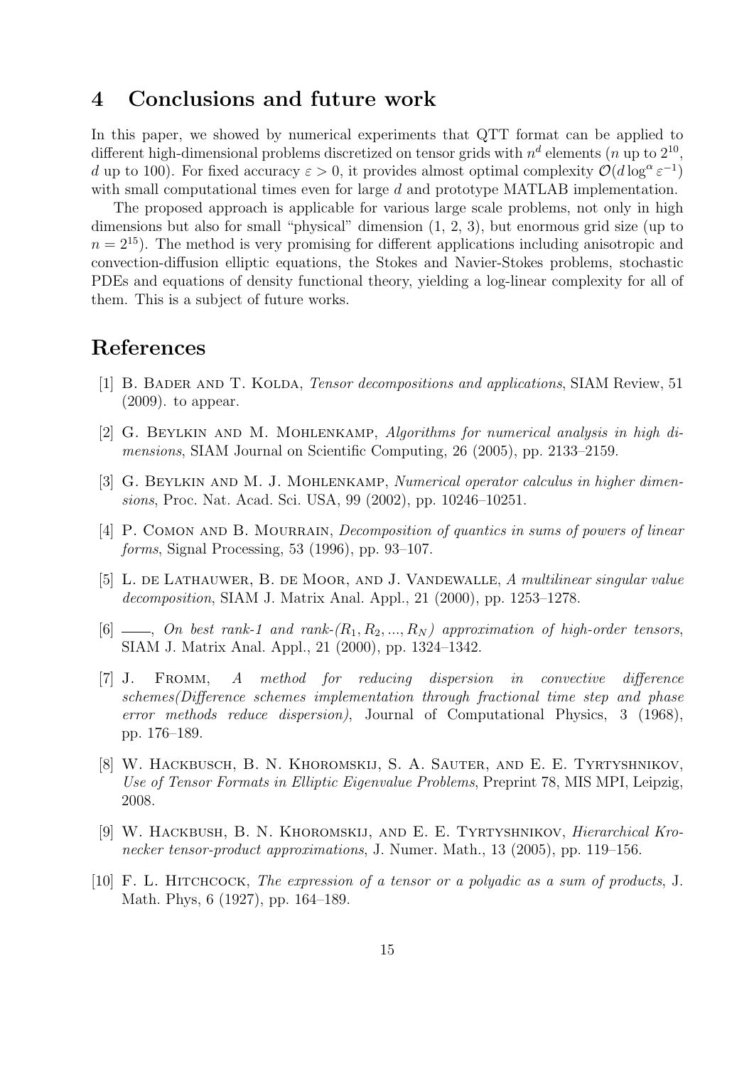## 4 Conclusions and future work

In this paper, we showed by numerical experiments that QTT format can be applied to different high-dimensional problems discretized on tensor grids with $n^d$ elements ($n$ up to $2^{10}$, $d$ up to 100). For fixed accuracy $\varepsilon > 0$, it provides almost optimal complexity $\mathcal{O}(d \log^\alpha \varepsilon^{-1})$ with small computational times even for large $d$ and prototype MATLAB implementation.

The proposed approach is applicable for various large scale problems, not only in high dimensions but also for small "physical" dimension (1, 2, 3), but enormous grid size (up to $n = 2^{15}$). The method is very promising for different applications including anisotropic and convection-diffusion elliptic equations, the Stokes and Navier-Stokes problems, stochastic PDEs and equations of density functional theory, yielding a log-linear complexity for all of them. This is a subject of future works.

## References

[1] B. Bader and T. Kolda, *Tensor decompositions and applications*, SIAM Review, 51 (2009). to appear.

[2] G. Beylkin and M. Mohlenkamp, *Algorithms for numerical analysis in high dimensions*, SIAM Journal on Scientific Computing, 26 (2005), pp. 2133–2159.

[3] G. Beylkin and M. J. Mohlenkamp, *Numerical operator calculus in higher dimensions*, Proc. Nat. Acad. Sci. USA, 99 (2002), pp. 10246–10251.

[4] P. Comon and B. Mourrain, *Decomposition of quantics in sums of powers of linear forms*, Signal Processing, 53 (1996), pp. 93–107.

[5] L. de Lathauwer, B. de Moor, and J. Vandewalle, *A multilinear singular value decomposition*, SIAM J. Matrix Anal. Appl., 21 (2000), pp. 1253–1278.

[6] ——, *On best rank-1 and rank-($R_1, R_2, ..., R_N$) approximation of high-order tensors*, SIAM J. Matrix Anal. Appl., 21 (2000), pp. 1324–1342.

[7] J. Fromm, *A method for reducing dispersion in convective difference schemes(Difference schemes implementation through fractional time step and phase error methods reduce dispersion)*, Journal of Computational Physics, 3 (1968), pp. 176–189.

[8] W. Hackbusch, B. N. Khoromskij, S. A. Sauter, and E. E. Tyrtyshnikov, *Use of Tensor Formats in Elliptic Eigenvalue Problems*, Preprint 78, MIS MPI, Leipzig, 2008.

[9] W. Hackbush, B. N. Khoromskij, and E. E. Tyrtyshnikov, *Hierarchical Kronecker tensor-product approximations*, J. Numer. Math., 13 (2005), pp. 119–156.

[10] F. L. Hitchcock, *The expression of a tensor or a polyadic as a sum of products*, J. Math. Phys, 6 (1927), pp. 164–189.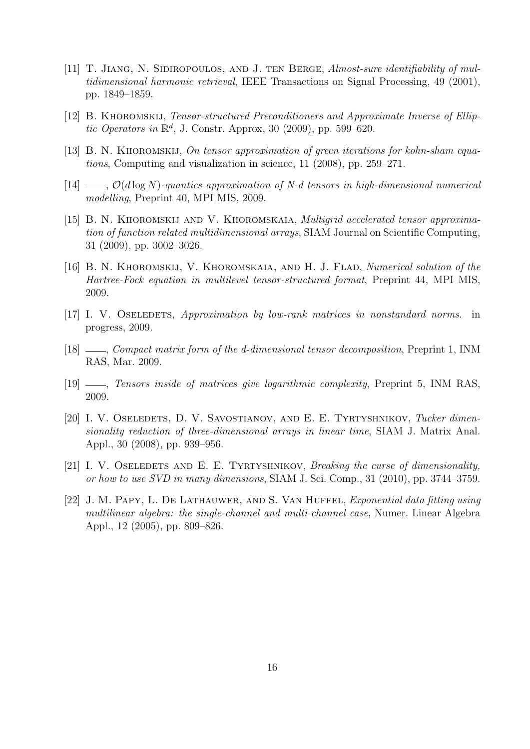[11] T. Jiang, N. Sidiropoulos, and J. ten Berge, *Almost-sure identifiability of multidimensional harmonic retrieval*, IEEE Transactions on Signal Processing, 49 (2001), pp. 1849–1859.

[12] B. Khoromskij, *Tensor-structured Preconditioners and Approximate Inverse of Elliptic Operators in* $\mathbb{R}^d$, J. Constr. Approx, 30 (2009), pp. 599–620.

[13] B. N. Khoromskij, *On tensor approximation of green iterations for kohn-sham equations*, Computing and visualization in science, 11 (2008), pp. 259–271.

[14] ——, $\mathcal{O}(d \log N)$*-quantics approximation of N-d tensors in high-dimensional numerical modelling*, Preprint 40, MPI MIS, 2009.

[15] B. N. Khoromskij and V. Khoromskaia, *Multigrid accelerated tensor approximation of function related multidimensional arrays*, SIAM Journal on Scientific Computing, 31 (2009), pp. 3002–3026.

[16] B. N. Khoromskij, V. Khoromskaia, and H. J. Flad, *Numerical solution of the Hartree-Fock equation in multilevel tensor-structured format*, Preprint 44, MPI MIS, 2009.

[17] I. V. Oseledets, *Approximation by low-rank matrices in nonstandard norms*. in progress, 2009.

[18] ——, *Compact matrix form of the d-dimensional tensor decomposition*, Preprint 1, INM RAS, Mar. 2009.

[19] ——, *Tensors inside of matrices give logarithmic complexity*, Preprint 5, INM RAS, 2009.

[20] I. V. Oseledets, D. V. Savostianov, and E. E. Tyrtyshnikov, *Tucker dimensionality reduction of three-dimensional arrays in linear time*, SIAM J. Matrix Anal. Appl., 30 (2008), pp. 939–956.

[21] I. V. Oseledets and E. E. Tyrtyshnikov, *Breaking the curse of dimensionality, or how to use SVD in many dimensions*, SIAM J. Sci. Comp., 31 (2010), pp. 3744–3759.

[22] J. M. Papy, L. De Lathauwer, and S. Van Huffel, *Exponential data fitting using multilinear algebra: the single-channel and multi-channel case*, Numer. Linear Algebra Appl., 12 (2005), pp. 809–826.